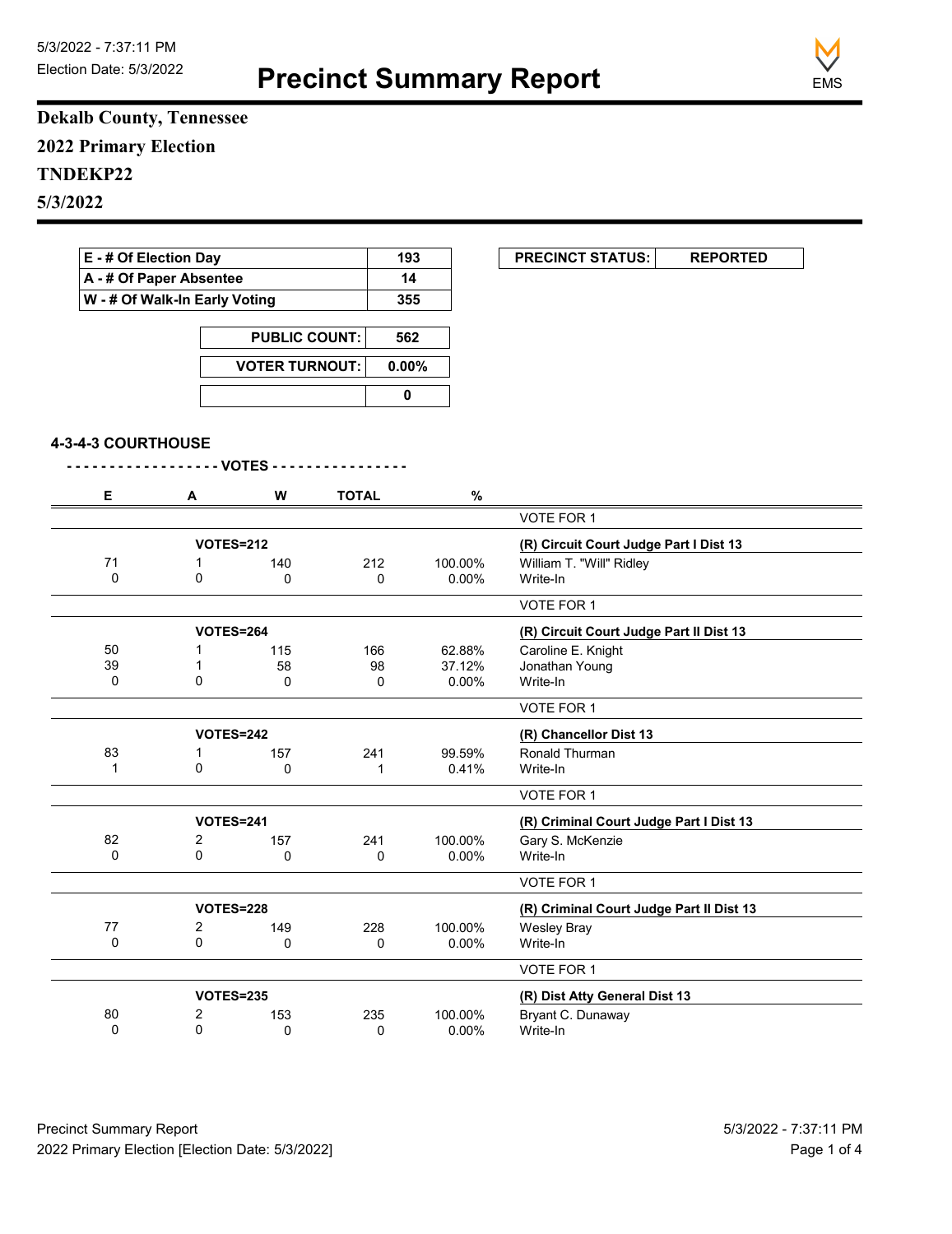5/3/2022 - 7:37:11 PM
Election Date: 5/3/2022

# Precinct Summary Report

EMS

**Dekalb County, Tennessee**

**2022 Primary Election**

**TNDEKP22**

**5/3/2022**

| | |
|---|---|
| E - # Of Election Day | 193 |
| A - # Of Paper Absentee | 14 |
| W - # Of Walk-In Early Voting | 355 |

| | |
|---|---|
| PUBLIC COUNT: | 562 |
| VOTER TURNOUT: | 0.00% |
| | 0 |

| PRECINCT STATUS: | REPORTED |
|---|---|

### 4-3-4-3 COURTHOUSE

- - - - - - - - - - - - - - - - - - VOTES - - - - - - - - - - - - - - - -

| E | A | W | TOTAL | % | |
|---|---|---|---|---|---|
| | | | | | VOTE FOR 1 |
| | VOTES=212 | | | | **(R) Circuit Court Judge Part I Dist 13** |
| 71 | 1 | 140 | 212 | 100.00% | William T. "Will" Ridley |
| 0 | 0 | 0 | 0 | 0.00% | Write-In |
| | | | | | VOTE FOR 1 |
| | VOTES=264 | | | | **(R) Circuit Court Judge Part II Dist 13** |
| 50 | 1 | 115 | 166 | 62.88% | Caroline E. Knight |
| 39 | 1 | 58 | 98 | 37.12% | Jonathan Young |
| 0 | 0 | 0 | 0 | 0.00% | Write-In |
| | | | | | VOTE FOR 1 |
| | VOTES=242 | | | | **(R) Chancellor Dist 13** |
| 83 | 1 | 157 | 241 | 99.59% | Ronald Thurman |
| 1 | 0 | 0 | 1 | 0.41% | Write-In |
| | | | | | VOTE FOR 1 |
| | VOTES=241 | | | | **(R) Criminal Court Judge Part I Dist 13** |
| 82 | 2 | 157 | 241 | 100.00% | Gary S. McKenzie |
| 0 | 0 | 0 | 0 | 0.00% | Write-In |
| | | | | | VOTE FOR 1 |
| | VOTES=228 | | | | **(R) Criminal Court Judge Part II Dist 13** |
| 77 | 2 | 149 | 228 | 100.00% | Wesley Bray |
| 0 | 0 | 0 | 0 | 0.00% | Write-In |
| | | | | | VOTE FOR 1 |
| | VOTES=235 | | | | **(R) Dist Atty General Dist 13** |
| 80 | 2 | 153 | 235 | 100.00% | Bryant C. Dunaway |
| 0 | 0 | 0 | 0 | 0.00% | Write-In |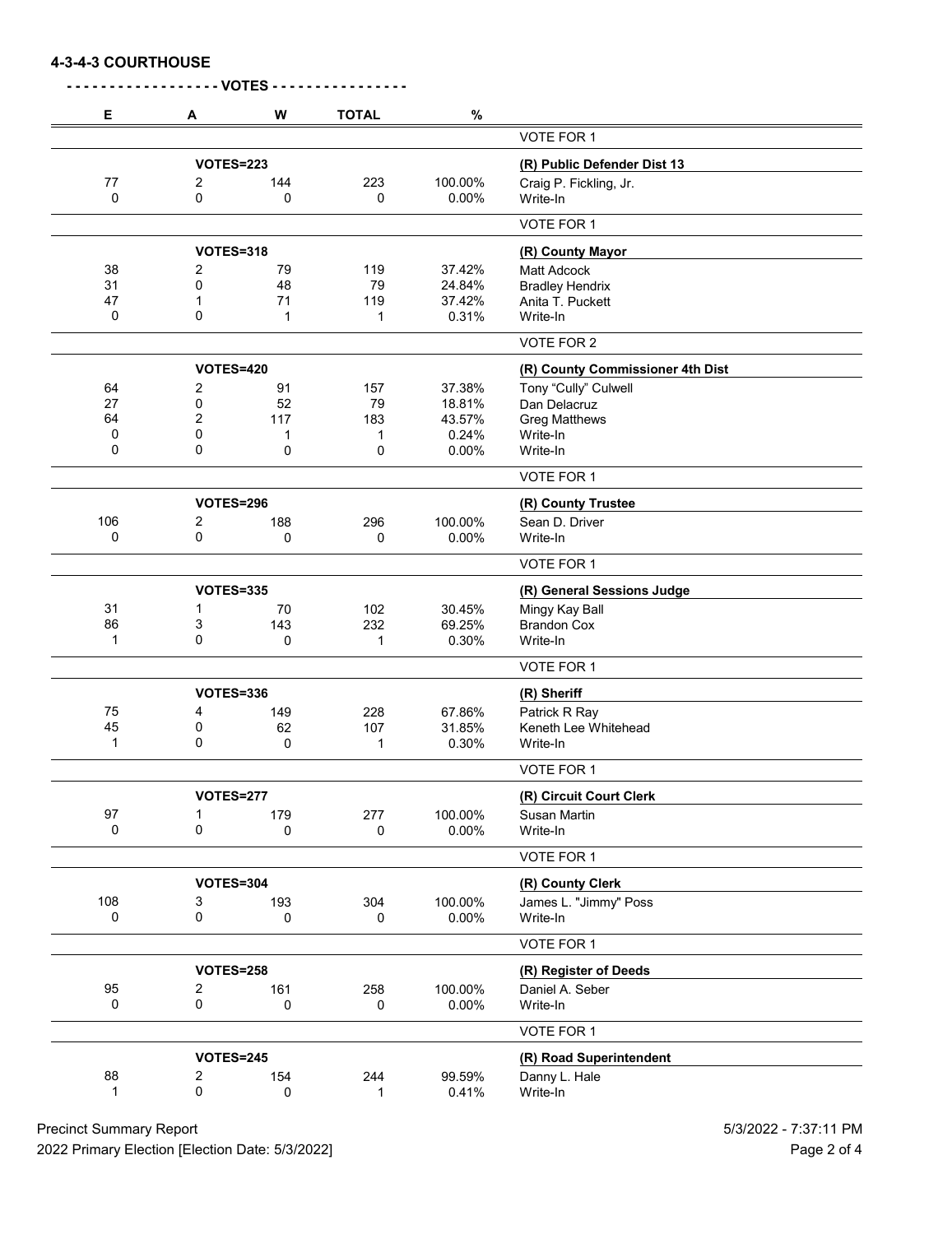**4-3-4-3 COURTHOUSE**

| E | A | W | TOTAL | % | |
|---|---|---|---|---|---|
| | | | | | VOTE FOR 1 |
| | VOTES=223 | | | | **(R) Public Defender Dist 13** |
| 77 | 2 | 144 | 223 | 100.00% | Craig P. Fickling, Jr. |
| 0 | 0 | 0 | 0 | 0.00% | Write-In |
| | | | | | VOTE FOR 1 |
| | VOTES=318 | | | | **(R) County Mayor** |
| 38 | 2 | 79 | 119 | 37.42% | Matt Adcock |
| 31 | 0 | 48 | 79 | 24.84% | Bradley Hendrix |
| 47 | 1 | 71 | 119 | 37.42% | Anita T. Puckett |
| 0 | 0 | 1 | 1 | 0.31% | Write-In |
| | | | | | VOTE FOR 2 |
| | VOTES=420 | | | | **(R) County Commissioner 4th Dist** |
| 64 | 2 | 91 | 157 | 37.38% | Tony "Cully" Culwell |
| 27 | 0 | 52 | 79 | 18.81% | Dan Delacruz |
| 64 | 2 | 117 | 183 | 43.57% | Greg Matthews |
| 0 | 0 | 1 | 1 | 0.24% | Write-In |
| 0 | 0 | 0 | 0 | 0.00% | Write-In |
| | | | | | VOTE FOR 1 |
| | VOTES=296 | | | | **(R) County Trustee** |
| 106 | 2 | 188 | 296 | 100.00% | Sean D. Driver |
| 0 | 0 | 0 | 0 | 0.00% | Write-In |
| | | | | | VOTE FOR 1 |
| | VOTES=335 | | | | **(R) General Sessions Judge** |
| 31 | 1 | 70 | 102 | 30.45% | Mingy Kay Ball |
| 86 | 3 | 143 | 232 | 69.25% | Brandon Cox |
| 1 | 0 | 0 | 1 | 0.30% | Write-In |
| | | | | | VOTE FOR 1 |
| | VOTES=336 | | | | **(R) Sheriff** |
| 75 | 4 | 149 | 228 | 67.86% | Patrick R Ray |
| 45 | 0 | 62 | 107 | 31.85% | Keneth Lee Whitehead |
| 1 | 0 | 0 | 1 | 0.30% | Write-In |
| | | | | | VOTE FOR 1 |
| | VOTES=277 | | | | **(R) Circuit Court Clerk** |
| 97 | 1 | 179 | 277 | 100.00% | Susan Martin |
| 0 | 0 | 0 | 0 | 0.00% | Write-In |
| | | | | | VOTE FOR 1 |
| | VOTES=304 | | | | **(R) County Clerk** |
| 108 | 3 | 193 | 304 | 100.00% | James L. "Jimmy" Poss |
| 0 | 0 | 0 | 0 | 0.00% | Write-In |
| | | | | | VOTE FOR 1 |
| | VOTES=258 | | | | **(R) Register of Deeds** |
| 95 | 2 | 161 | 258 | 100.00% | Daniel A. Seber |
| 0 | 0 | 0 | 0 | 0.00% | Write-In |
| | | | | | VOTE FOR 1 |
| | VOTES=245 | | | | **(R) Road Superintendent** |
| 88 | 2 | 154 | 244 | 99.59% | Danny L. Hale |
| 1 | 0 | 0 | 1 | 0.41% | Write-In |

Precinct Summary Report
2022 Primary Election [Election Date: 5/3/2022]

5/3/2022 - 7:37:11 PM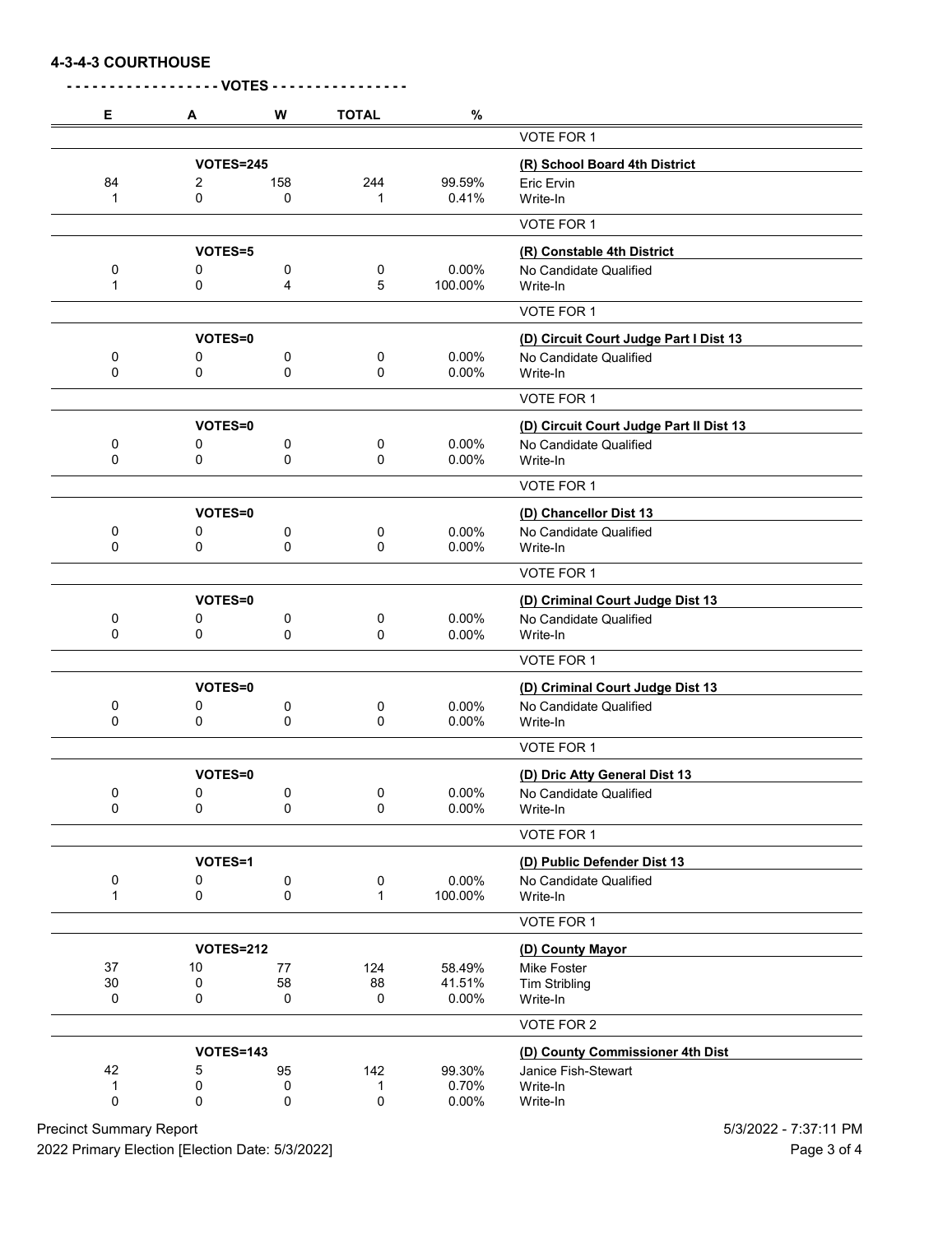## 4-3-4-3 COURTHOUSE

| E | A | W | TOTAL | % | |
|---|---|---|---|---|---|
| | | | | | VOTE FOR 1 |
| | VOTES=245 | | | | **(R) School Board 4th District** |
| 84 | 2 | 158 | 244 | 99.59% | Eric Ervin |
| 1 | 0 | 0 | 1 | 0.41% | Write-In |
| | | | | | VOTE FOR 1 |
| | VOTES=5 | | | | **(R) Constable 4th District** |
| 0 | 0 | 0 | 0 | 0.00% | No Candidate Qualified |
| 1 | 0 | 4 | 5 | 100.00% | Write-In |
| | | | | | VOTE FOR 1 |
| | VOTES=0 | | | | **(D) Circuit Court Judge Part I Dist 13** |
| 0 | 0 | 0 | 0 | 0.00% | No Candidate Qualified |
| 0 | 0 | 0 | 0 | 0.00% | Write-In |
| | | | | | VOTE FOR 1 |
| | VOTES=0 | | | | **(D) Circuit Court Judge Part II Dist 13** |
| 0 | 0 | 0 | 0 | 0.00% | No Candidate Qualified |
| 0 | 0 | 0 | 0 | 0.00% | Write-In |
| | | | | | VOTE FOR 1 |
| | VOTES=0 | | | | **(D) Chancellor Dist 13** |
| 0 | 0 | 0 | 0 | 0.00% | No Candidate Qualified |
| 0 | 0 | 0 | 0 | 0.00% | Write-In |
| | | | | | VOTE FOR 1 |
| | VOTES=0 | | | | **(D) Criminal Court Judge Dist 13** |
| 0 | 0 | 0 | 0 | 0.00% | No Candidate Qualified |
| 0 | 0 | 0 | 0 | 0.00% | Write-In |
| | | | | | VOTE FOR 1 |
| | VOTES=0 | | | | **(D) Criminal Court Judge Dist 13** |
| 0 | 0 | 0 | 0 | 0.00% | No Candidate Qualified |
| 0 | 0 | 0 | 0 | 0.00% | Write-In |
| | | | | | VOTE FOR 1 |
| | VOTES=0 | | | | **(D) Dric Atty General Dist 13** |
| 0 | 0 | 0 | 0 | 0.00% | No Candidate Qualified |
| 0 | 0 | 0 | 0 | 0.00% | Write-In |
| | | | | | VOTE FOR 1 |
| | VOTES=1 | | | | **(D) Public Defender Dist 13** |
| 0 | 0 | 0 | 0 | 0.00% | No Candidate Qualified |
| 1 | 0 | 0 | 1 | 100.00% | Write-In |
| | | | | | VOTE FOR 1 |
| | VOTES=212 | | | | **(D) County Mayor** |
| 37 | 10 | 77 | 124 | 58.49% | Mike Foster |
| 30 | 0 | 58 | 88 | 41.51% | Tim Stribling |
| 0 | 0 | 0 | 0 | 0.00% | Write-In |
| | | | | | VOTE FOR 2 |
| | VOTES=143 | | | | **(D) County Commissioner 4th Dist** |
| 42 | 5 | 95 | 142 | 99.30% | Janice Fish-Stewart |
| 1 | 0 | 0 | 1 | 0.70% | Write-In |
| 0 | 0 | 0 | 0 | 0.00% | Write-In |

Precinct Summary Report  
2022 Primary Election [Election Date: 5/3/2022]  
5/3/2022 - 7:37:11 PM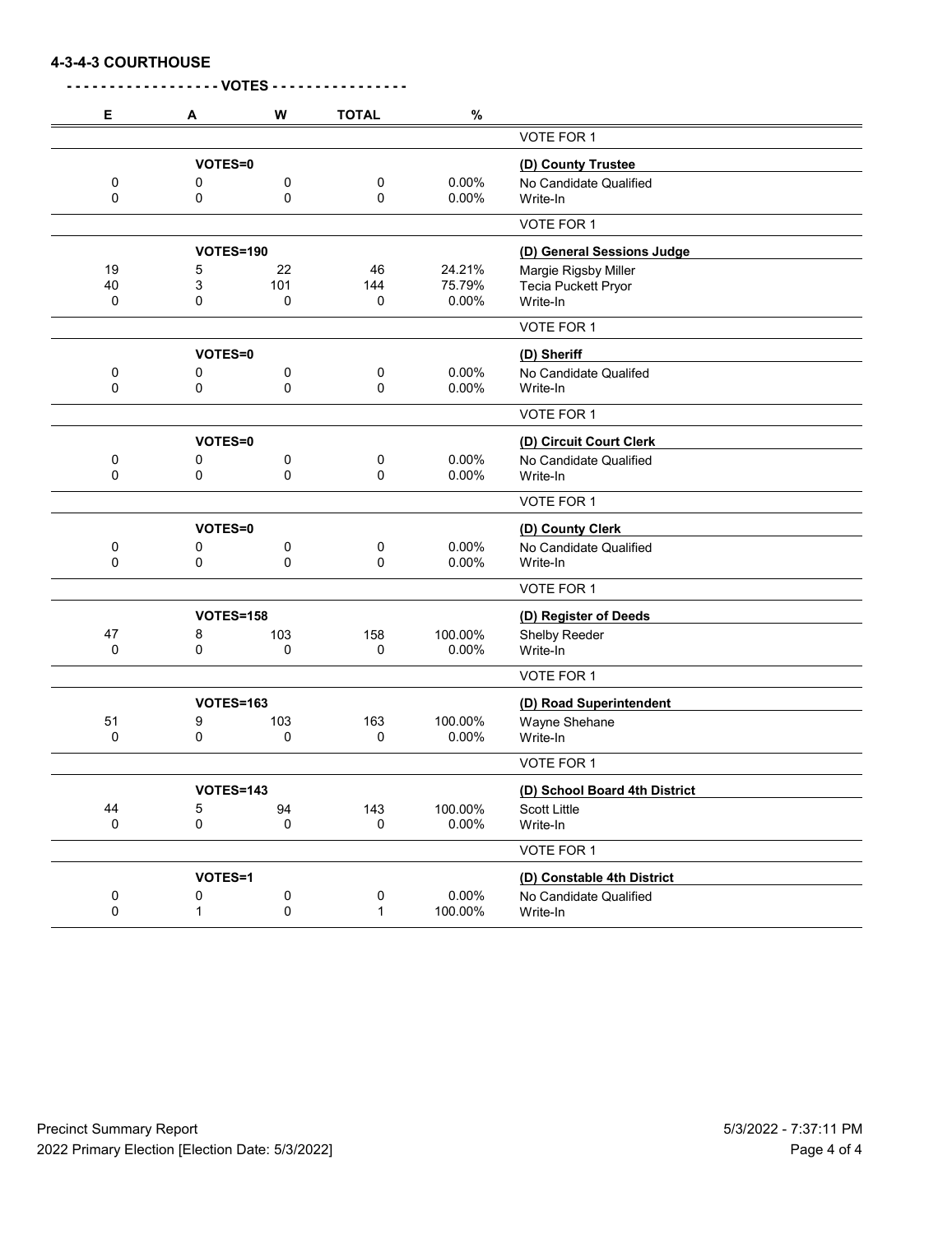**4-3-4-3 COURTHOUSE**

**- - - - - - - - - - - - - - - - - - VOTES - - - - - - - - - - - - - - - -**

| E | A | W | TOTAL | % | |
|---|---|---|---|---|---|
| | | | | | VOTE FOR 1 |
| | VOTES=0 | | | | **(D) County Trustee** |
| 0 | 0 | 0 | 0 | 0.00% | No Candidate Qualified |
| 0 | 0 | 0 | 0 | 0.00% | Write-In |
| | | | | | VOTE FOR 1 |
| | VOTES=190 | | | | **(D) General Sessions Judge** |
| 19 | 5 | 22 | 46 | 24.21% | Margie Rigsby Miller |
| 40 | 3 | 101 | 144 | 75.79% | Tecia Puckett Pryor |
| 0 | 0 | 0 | 0 | 0.00% | Write-In |
| | | | | | VOTE FOR 1 |
| | VOTES=0 | | | | **(D) Sheriff** |
| 0 | 0 | 0 | 0 | 0.00% | No Candidate Qualifed |
| 0 | 0 | 0 | 0 | 0.00% | Write-In |
| | | | | | VOTE FOR 1 |
| | VOTES=0 | | | | **(D) Circuit Court Clerk** |
| 0 | 0 | 0 | 0 | 0.00% | No Candidate Qualified |
| 0 | 0 | 0 | 0 | 0.00% | Write-In |
| | | | | | VOTE FOR 1 |
| | VOTES=0 | | | | **(D) County Clerk** |
| 0 | 0 | 0 | 0 | 0.00% | No Candidate Qualified |
| 0 | 0 | 0 | 0 | 0.00% | Write-In |
| | | | | | VOTE FOR 1 |
| | VOTES=158 | | | | **(D) Register of Deeds** |
| 47 | 8 | 103 | 158 | 100.00% | Shelby Reeder |
| 0 | 0 | 0 | 0 | 0.00% | Write-In |
| | | | | | VOTE FOR 1 |
| | VOTES=163 | | | | **(D) Road Superintendent** |
| 51 | 9 | 103 | 163 | 100.00% | Wayne Shehane |
| 0 | 0 | 0 | 0 | 0.00% | Write-In |
| | | | | | VOTE FOR 1 |
| | VOTES=143 | | | | **(D) School Board 4th District** |
| 44 | 5 | 94 | 143 | 100.00% | Scott Little |
| 0 | 0 | 0 | 0 | 0.00% | Write-In |
| | | | | | VOTE FOR 1 |
| | VOTES=1 | | | | **(D) Constable 4th District** |
| 0 | 0 | 0 | 0 | 0.00% | No Candidate Qualified |
| 0 | 1 | 0 | 1 | 100.00% | Write-In |

Precinct Summary Report
2022 Primary Election [Election Date: 5/3/2022]

5/3/2022 - 7:37:11 PM